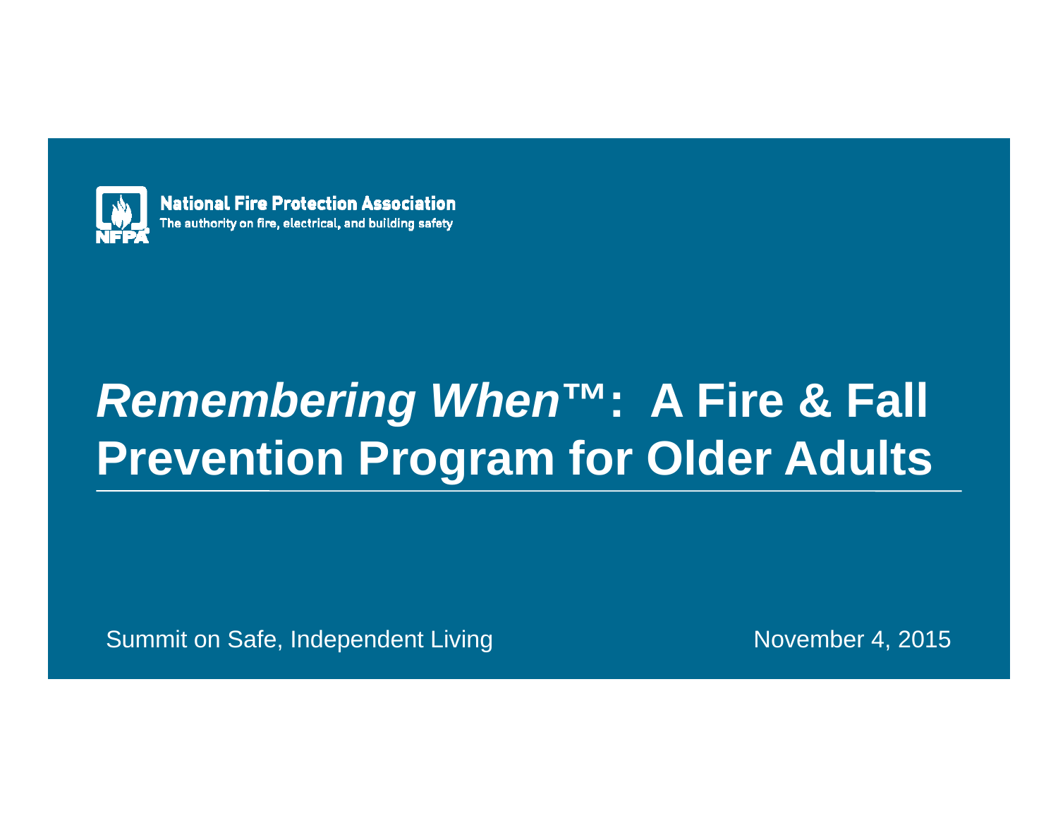National Fire Protection Association

The authority on fire, electrical, and building safety

# *Remembering When*™: A Fire & Fall Prevention Program for Older Adults

Summit on Safe, Independent Living

November 4, 2015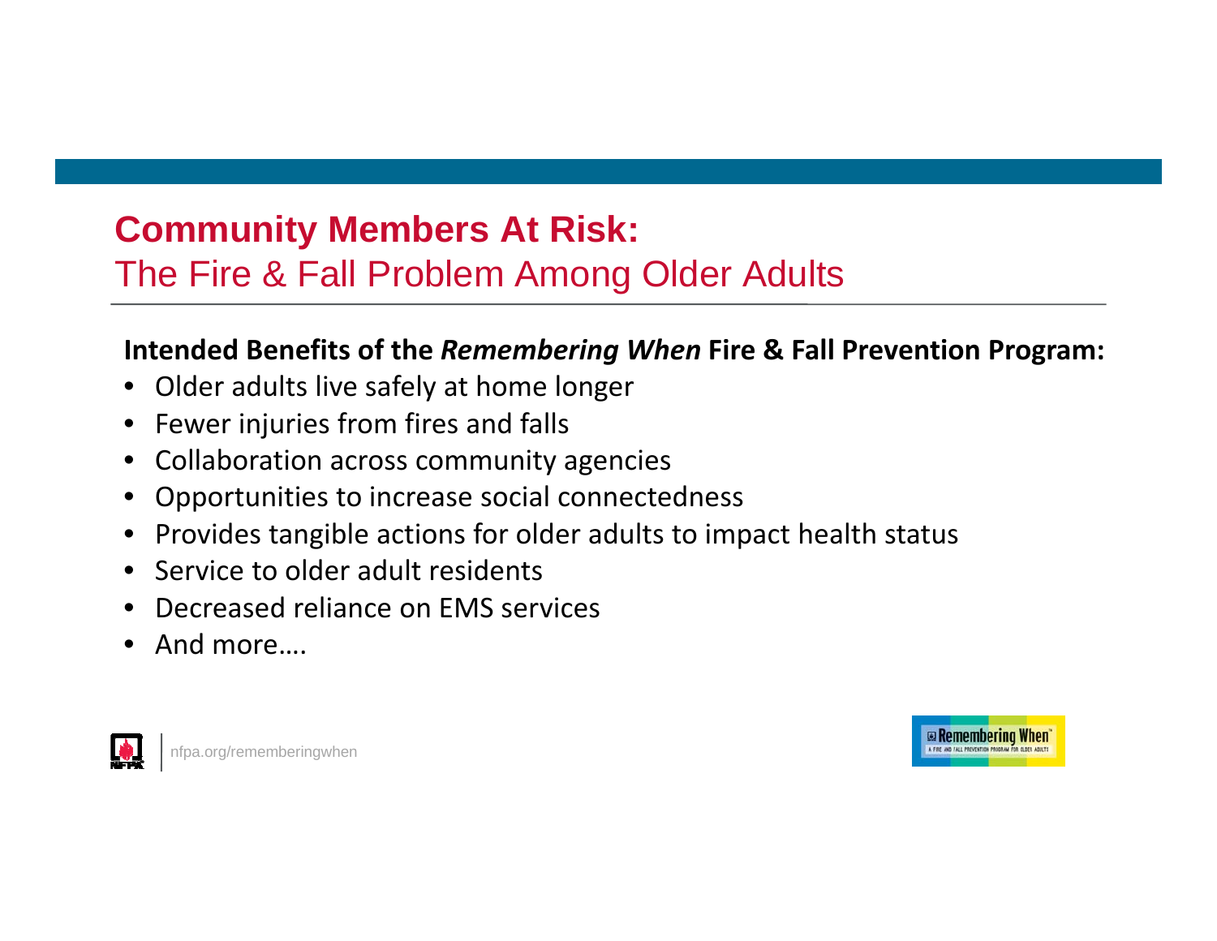# Community Members At Risk:

## The Fire & Fall Problem Among Older Adults

**Intended Benefits of the *Remembering When* Fire & Fall Prevention Program:**

- Older adults live safely at home longer
- Fewer injuries from fires and falls
- Collaboration across community agencies
- Opportunities to increase social connectedness
- Provides tangible actions for older adults to impact health status
- Service to older adult residents
- Decreased reliance on EMS services
- And more….

nfpa.org/rememberingwhen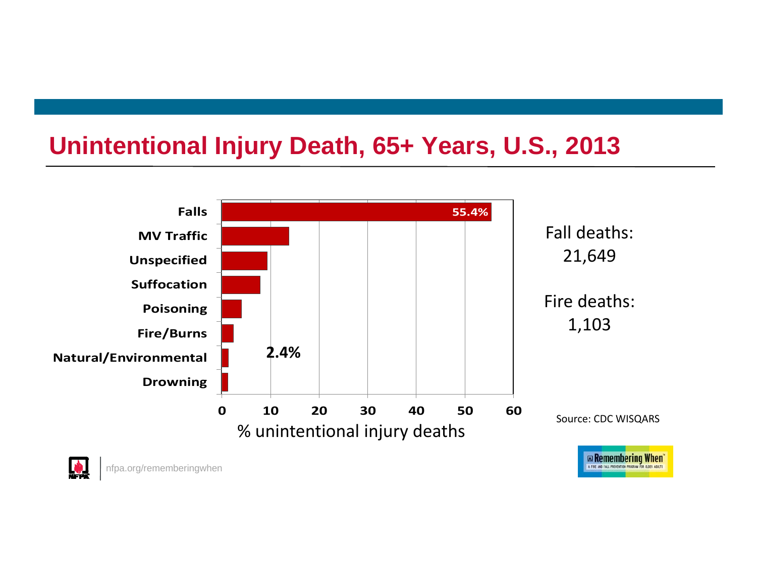# Unintentional Injury Death, 65+ Years, U.S., 2013

Falls
MV Traffic
Unspecified
Suffocation
Poisoning
Fire/Burns
Natural/Environmental
Drowning

55.4%

2.4%

0
10
20
30
40
50
60

% unintentional injury deaths

Fall deaths:
21,649

Fire deaths:
1,103

Source: CDC WISQARS

nfpa.org/rememberingwhen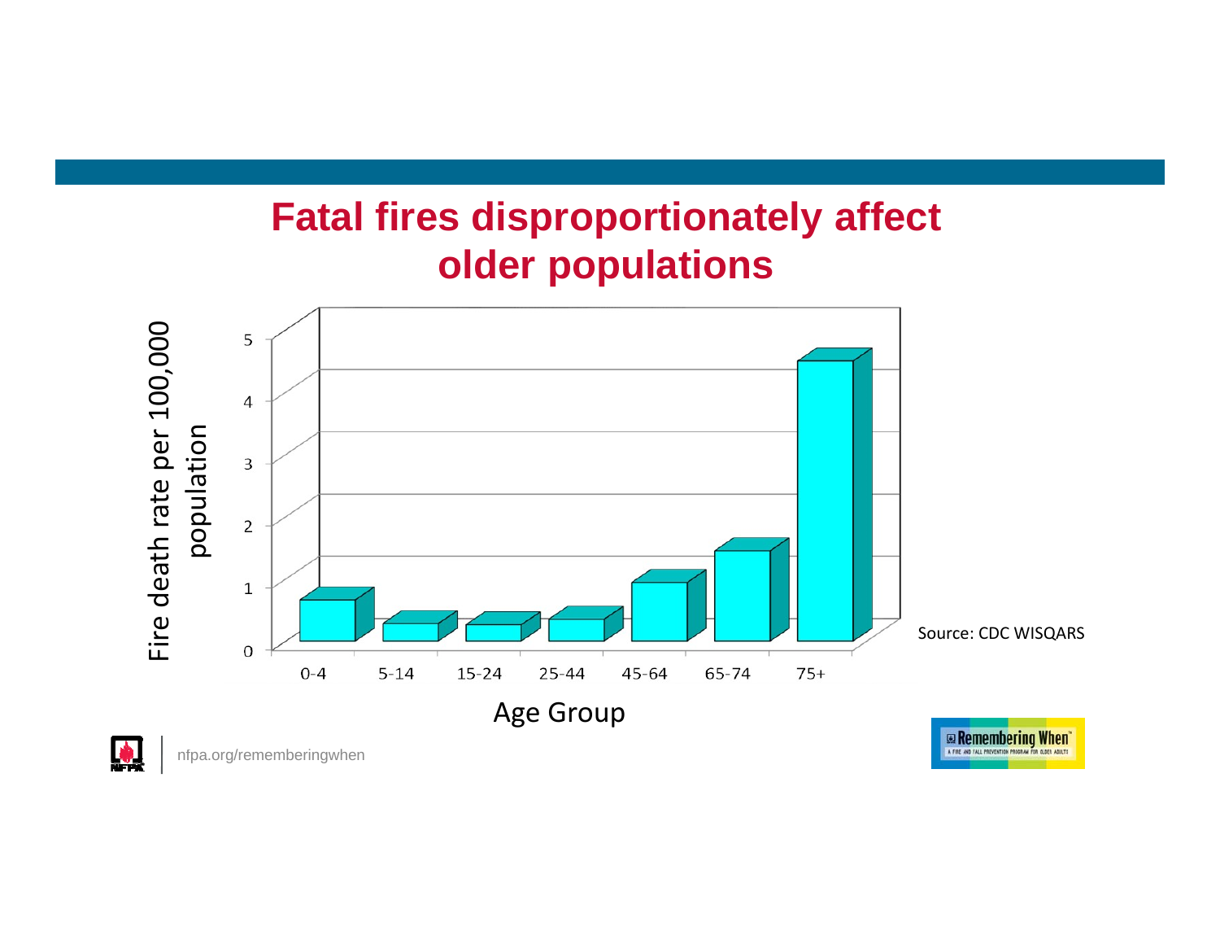# Fatal fires disproportionately affect older populations

Fire death rate per 100,000 population

5
4
3
2
1
0

0-4
5-14
15-24
25-44
45-64
65-74
75+

Age Group

Source: CDC WISQARS

nfpa.org/rememberingwhen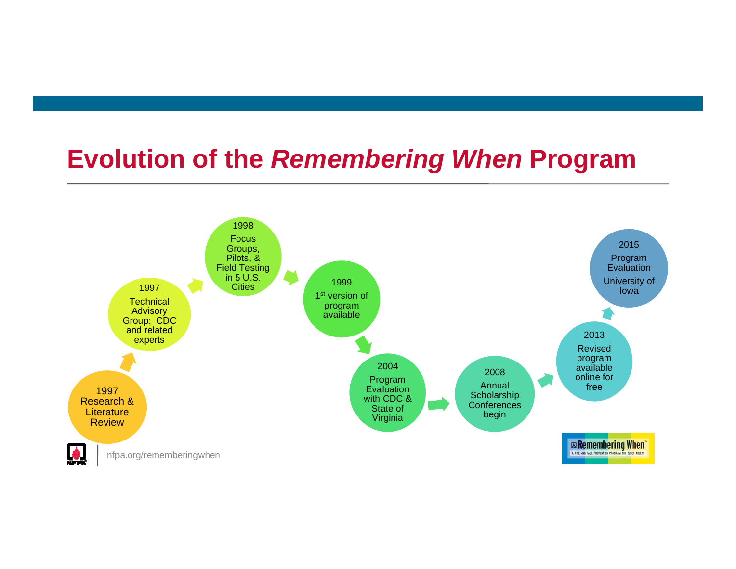# Evolution of the *Remembering When* Program

1997
Research & Literature Review

1997
Technical Advisory Group: CDC and related experts

1998
Focus Groups, Pilots, & Field Testing in 5 U.S. Cities

1999
1st version of program available

2004
Program Evaluation with CDC & State of Virginia

2008
Annual Scholarship Conferences begin

2013
Revised program available online for free

2015
Program Evaluation
University of Iowa

nfpa.org/rememberingwhen

Remembering When™
A FIRE AND FALL PREVENTION PROGRAM FOR OLDER ADULTS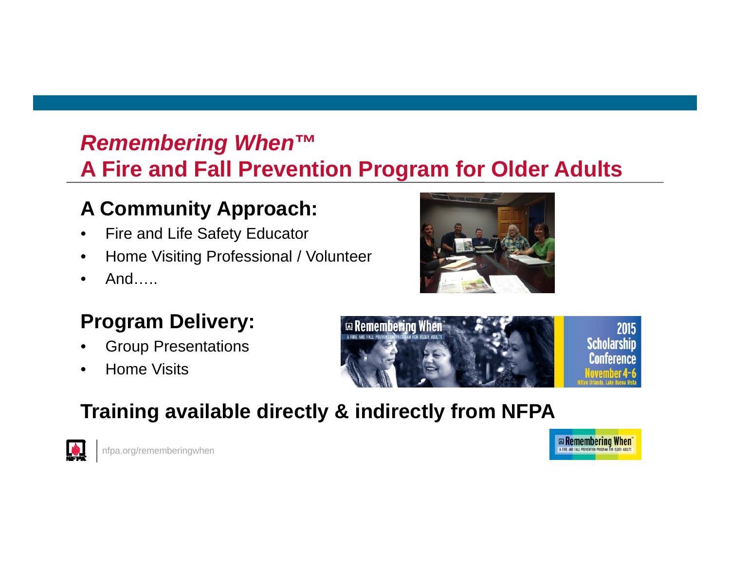## *Remembering When™*
## A Fire and Fall Prevention Program for Older Adults

### A Community Approach:

- Fire and Life Safety Educator
- Home Visiting Professional / Volunteer
- And…..

### Program Delivery:

- Group Presentations
- Home Visits

### Training available directly & indirectly from NFPA

nfpa.org/rememberingwhen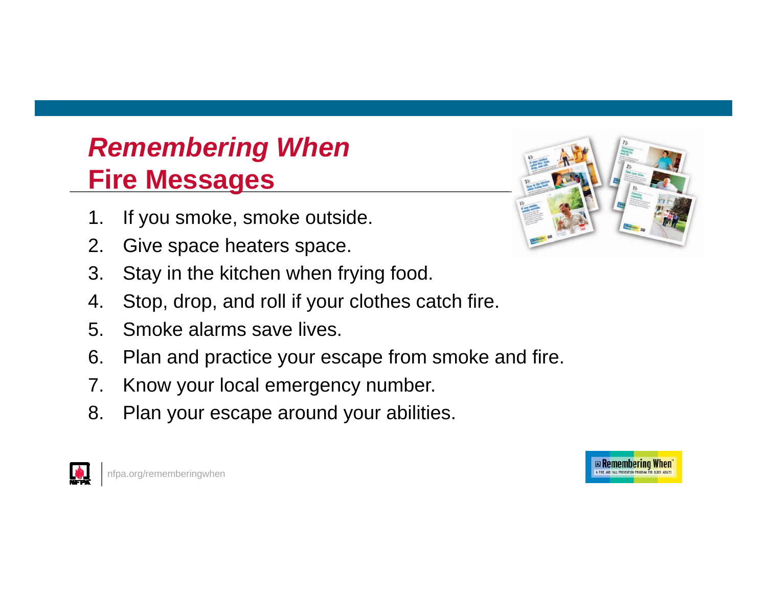# *Remembering When*
# Fire Messages

1. If you smoke, smoke outside.
2. Give space heaters space.
3. Stay in the kitchen when frying food.
4. Stop, drop, and roll if your clothes catch fire.
5. Smoke alarms save lives.
6. Plan and practice your escape from smoke and fire.
7. Know your local emergency number.
8. Plan your escape around your abilities.

nfpa.org/rememberingwhen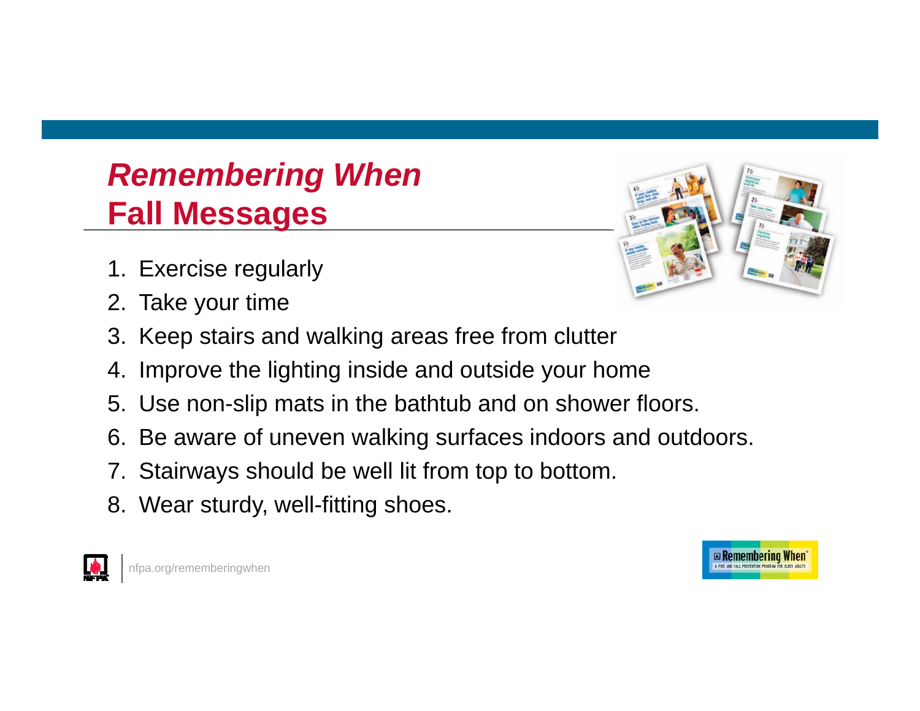# *Remembering When*
# Fall Messages

1. Exercise regularly
2. Take your time
3. Keep stairs and walking areas free from clutter
4. Improve the lighting inside and outside your home
5. Use non-slip mats in the bathtub and on shower floors.
6. Be aware of uneven walking surfaces indoors and outdoors.
7. Stairways should be well lit from top to bottom.
8. Wear sturdy, well-fitting shoes.

nfpa.org/rememberingwhen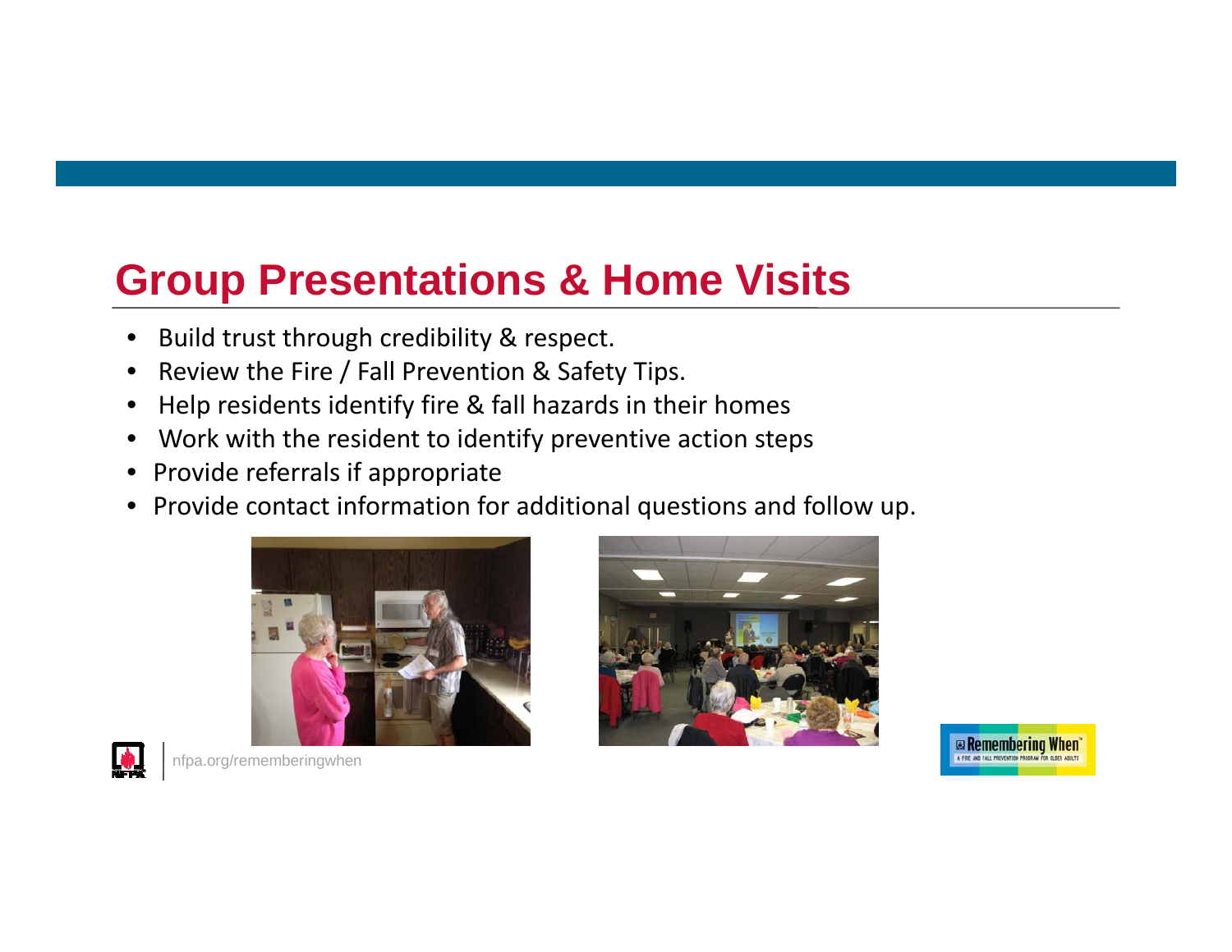## Group Presentations & Home Visits

- Build trust through credibility & respect.
- Review the Fire / Fall Prevention & Safety Tips.
- Help residents identify fire & fall hazards in their homes
- Work with the resident to identify preventive action steps
- Provide referrals if appropriate
- Provide contact information for additional questions and follow up.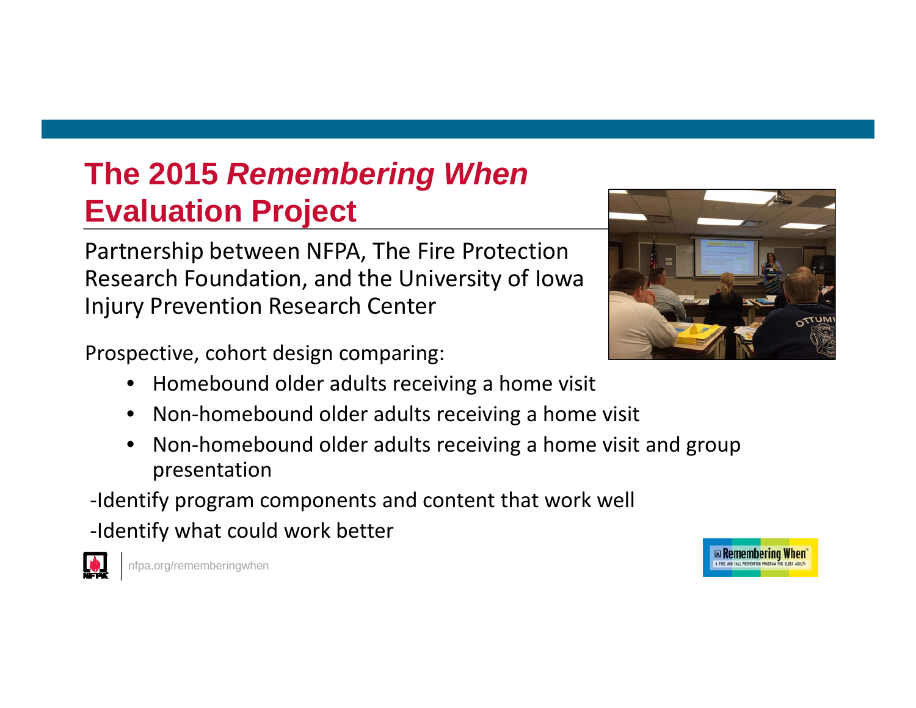# The 2015 *Remembering When* Evaluation Project

Partnership between NFPA, The Fire Protection Research Foundation, and the University of Iowa Injury Prevention Research Center

Prospective, cohort design comparing:

- Homebound older adults receiving a home visit
- Non-homebound older adults receiving a home visit
- Non-homebound older adults receiving a home visit and group presentation

-Identify program components and content that work well

-Identify what could work better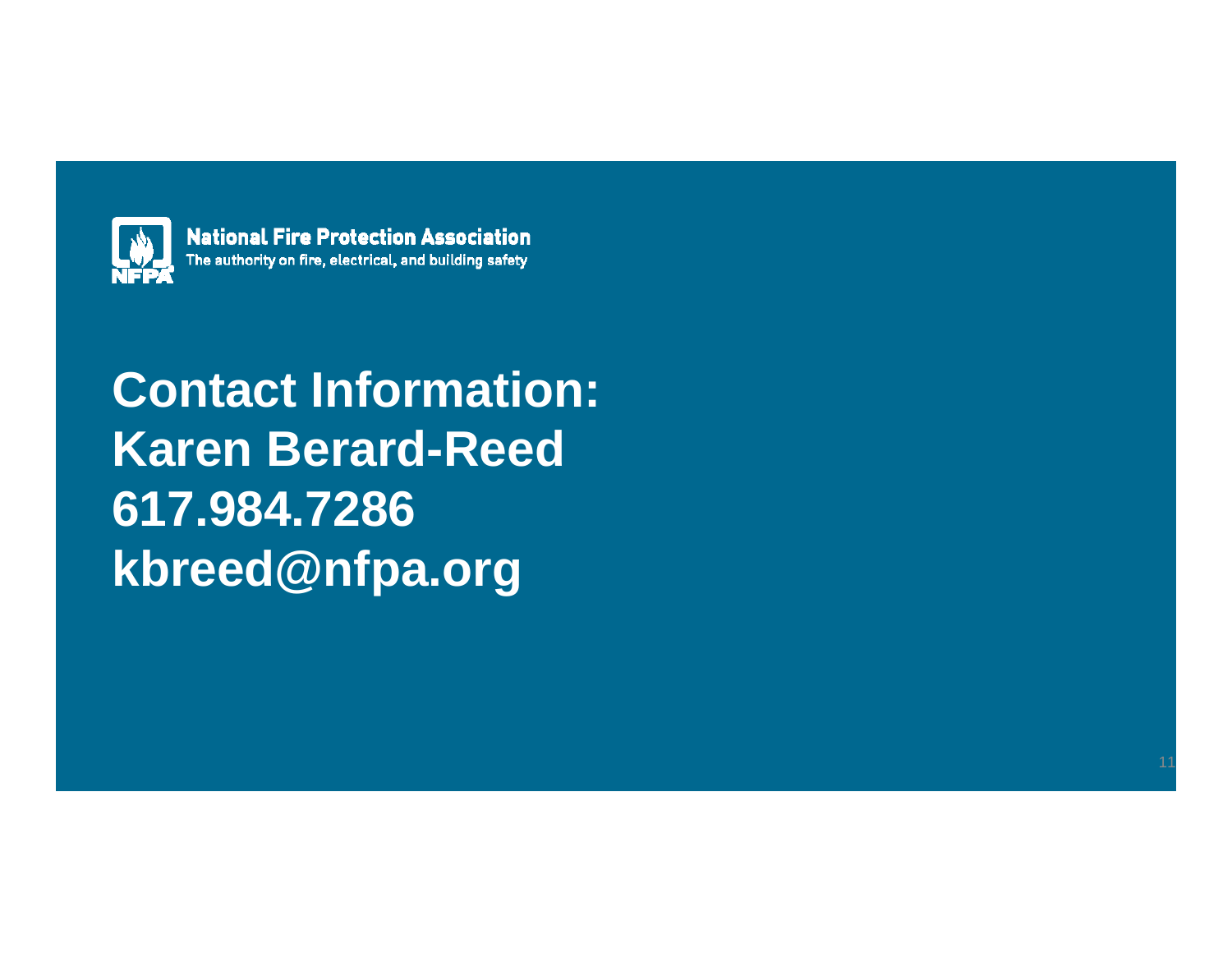National Fire Protection Association
The authority on fire, electrical, and building safety

# Contact Information:
# Karen Berard-Reed
# 617.984.7286
# kbreed@nfpa.org